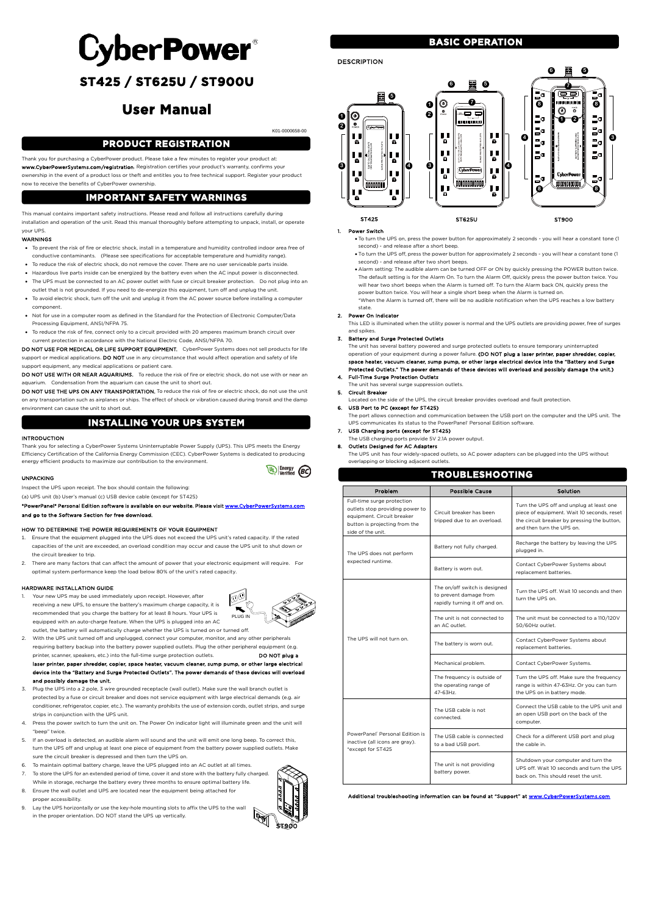# CyberPower®

# ST425 / ST625U / ST900U

# User Manual

K01-0000658-00

## PRODUCT REGISTRATION

Thank you for purchasing a CyberPower product. Please take a few minutes to register your product at: **www.CyberPowerSystems.com/registration**. Registration certifies your product's warranty, confirms your ownership in the event of a product loss or theft and entitles you to free technical support. Register your product now to receive the benefits of CyberPower ownership.

## IMPORTANT SAFETY WARNINGS

This manual contains important safety instructions. Please read and follow all instructions carefully during installation and operation of the unit. Read this manual thoroughly before attempting to unpack, install, or operate your UPS.

### WARNINGS

- To prevent the risk of fire or electric shock, install in a temperature and humidity controlled indoor area free of conductive contaminants. (Please see specifications for acceptable temperature and humidity range).
- To reduce the risk of electric shock, do not remove the cover. There are no user serviceable parts inside.
- Hazardous live parts inside can be energized by the battery even when the AC input power is disconnected.
- The UPS must be connected to an AC power outlet with fuse or circuit breaker protection. Do not plug into an outlet that is not grounded. If you need to de-energize this equipment, turn off and unplug the unit.
- To avoid electric shock, turn off the unit and unplug it from the AC power source before installing a computer component.
- Not for use in a computer room as defined in the Standard for the Protection of Electronic Computer/Data Processing Equipment, ANSI/NFPA 75.
- To reduce the risk of fire, connect only to a circuit provided with 20 amperes maximum branch circuit over current protection in accordance with the National Electric Code, ANSI/NFPA 70.

**DO NOT USE FOR MEDICAL OR LIFE SUPPORT EQUIPMENT.** CyberPower Systems does not sell products for life support or medical applications. **DO NOT** use in any circumstance that would affect operation and safety of life support equipment, any medical applications or patient care.

**DO NOT USE WITH OR NEAR AQUARIUMS.** To reduce the risk of fire or electric shock, do not use with or near an aquarium. Condensation from the aquarium can cause the unit to short out.

**DO NOT USE THE UPS ON ANY TRANSPORTATION.** To reduce the risk of fire or electric shock, do not use the unit on any transportation such as airplanes or ships. The effect of shock or vibration caused during transit and the damp environment can cause the unit to short out.

## INSTALLING YOUR UPS SYSTEM

### INTRODUCTION

Thank you for selecting a CyberPower Systems Uninterruptable Power Supply (UPS). This UPS meets the Energy Efficiency Certification of the California Energy Commission (CEC). CyberPower Systems is dedicated to producing energy efficient products to maximize our contribution to the environment.

UL Energy Verified · BC

### UNPACKING

Inspect the UPS upon receipt. The box should contain the following:

(a) UPS unit (b) User's manual (c) USB device cable (except for ST425)

**\*PowerPanel® Personal Edition software is available on our website. Please visit www.CyberPowerSystems.com and go to the Software Section for free download.**

### HOW TO DETERMINE THE POWER REQUIREMENTS OF YOUR EQUIPMENT

1. Ensure that the equipment plugged into the UPS does not exceed the UPS unit's rated capacity. If the rated capacities of the unit are exceeded, an overload condition may occur and cause the UPS unit to shut down or the circuit breaker to trip.
2. There are many factors that can affect the amount of power that your electronic equipment will require. For optimal system performance keep the load below 80% of the unit's rated capacity.

### HARDWARE INSTALLATION GUIDE

1. Your new UPS may be used immediately upon receipt. However, after receiving a new UPS, to ensure the battery's maximum charge capacity, it is recommended that you charge the battery for at least 8 hours. Your UPS is equipped with an auto-charge feature. When the UPS is plugged into an AC outlet, the battery will automatically charge whether the UPS is turned on or turned off.
2. With the UPS unit turned off and unplugged, connect your computer, monitor, and any other peripherals requiring battery backup into the battery power supplied outlets. Plug the other peripheral equipment (e.g. printer, scanner, speakers, etc.) into the full-time surge protection outlets. **DO NOT plug a laser printer, paper shredder, copier, space heater, vacuum cleaner, sump pump, or other large electrical device into the "Battery and Surge Protected Outlets". The power demands of these devices will overload and possibly damage the unit.**
3. Plug the UPS into a 2 pole, 3 wire grounded receptacle (wall outlet). Make sure the wall branch outlet is protected by a fuse or circuit breaker and does not service equipment with large electrical demands (e.g. air conditioner, refrigerator, copier, etc.). The warranty prohibits the use of extension cords, outlet strips, and surge strips in conjunction with the UPS unit.
4. Press the power switch to turn the unit on. The Power On indicator light will illuminate green and the unit will "beep" twice.
5. If an overload is detected, an audible alarm will sound and the unit will emit one long beep. To correct this, turn the UPS off and unplug at least one piece of equipment from the battery power supplied outlets. Make sure the circuit breaker is depressed and then turn the UPS on.
6. To maintain optimal battery charge, leave the UPS plugged into an AC outlet at all times.
7. To store the UPS for an extended period of time, cover it and store with the battery fully charged. While in storage, recharge the battery every three months to ensure optimal battery life.
8. Ensure the wall outlet and UPS are located near the equipment being attached for proper accessibility.
9. Lay the UPS horizontally or use the key-hole mounting slots to affix the UPS to the wall in the proper orientation. DO NOT stand the UPS up vertically.

PLUG IN

ST900

## BASIC OPERATION

### DESCRIPTION

ST425 ST625U ST900

1. **Power Switch**
   - To turn the UPS on, press the power button for approximately 2 seconds - you will hear a constant tone (1 second) - and release after a short beep.
   - To turn the UPS off, press the power button for approximately 2 seconds - you will hear a constant tone (1 second) - and release after two short beeps.
   - Alarm setting: The audible alarm can be turned OFF or ON by quickly pressing the POWER button twice. The default setting is for the Alarm On. To turn the Alarm Off, quickly press the power button twice. You will hear two short beeps when the Alarm is turned off. To turn the Alarm back ON, quickly press the power button twice. You will hear a single short beep when the Alarm is turned on.
     \*When the Alarm is turned off, there will be no audible notification when the UPS reaches a low battery state.
2. **Power On Indicator**
   This LED is illuminated when the utility power is normal and the UPS outlets are providing power, free of surges and spikes.
3. **Battery and Surge Protected Outlets**
   The unit has several battery powered and surge protected outlets to ensure temporary uninterrupted operation of your equipment during a power failure. **(DO NOT plug a laser printer, paper shredder, copier, space heater, vacuum cleaner, sump pump, or other large electrical device into the "Battery and Surge Protected Outlets." The power demands of these devices will overload and possibly damage the unit.)**
4. **Full-Time Surge Protection Outlets**
   The unit has several surge suppression outlets.
5. **Circuit Breaker**
   Located on the side of the UPS, the circuit breaker provides overload and fault protection.
6. **USB Port to PC (except for ST425)**
   The port allows connection and communication between the USB port on the computer and the UPS unit. The UPS communicates its status to the PowerPanel® Personal Edition software.
7. **USB Charging ports (except for ST425)**
   The USB charging ports provide 5V 2.1A power output.
8. **Outlets Designed for AC Adapters**
   The UPS unit has four widely-spaced outlets, so AC power adapters can be plugged into the UPS without overlapping or blocking adjacent outlets.

## TROUBLESHOOTING

| Problem | Possible Cause | Solution |
|---|---|---|
| Full-time surge protection outlets stop providing power to equipment. Circuit breaker button is projecting from the side of the unit. | Circuit breaker has been tripped due to an overload. | Turn the UPS off and unplug at least one piece of equipment. Wait 10 seconds, reset the circuit breaker by pressing the button, and then turn the UPS on. |
| The UPS does not perform expected runtime. | Battery not fully charged. | Recharge the battery by leaving the UPS plugged in. |
| | Battery is worn out. | Contact CyberPower Systems about replacement batteries. |
| The UPS will not turn on. | The on/off switch is designed to prevent damage from rapidly turning it off and on. | Turn the UPS off. Wait 10 seconds and then turn the UPS on. |
| | The unit is not connected to an AC outlet. | The unit must be connected to a 110/120V 50/60Hz outlet. |
| | The battery is worn out. | Contact CyberPower Systems about replacement batteries. |
| | Mechanical problem. | Contact CyberPower Systems. |
| | The frequency is outside of the operating range of 47-63Hz. | Turn the UPS off. Make sure the frequency range is within 47-63Hz. Or you can turn the UPS on in battery mode. |
| PowerPanel® Personal Edition is inactive (all icons are gray). \*except for ST425 | The USB cable is not connected. | Connect the USB cable to the UPS unit and an open USB port on the back of the computer. |
| | The USB cable is connected to a bad USB port. | Check for a different USB port and plug the cable in. |
| | The unit is not providing battery power. | Shutdown your computer and turn the UPS off. Wait 10 seconds and turn the UPS back on. This should reset the unit. |

**Additional troubleshooting information can be found at "Support" at www.CyberPowerSystems.com**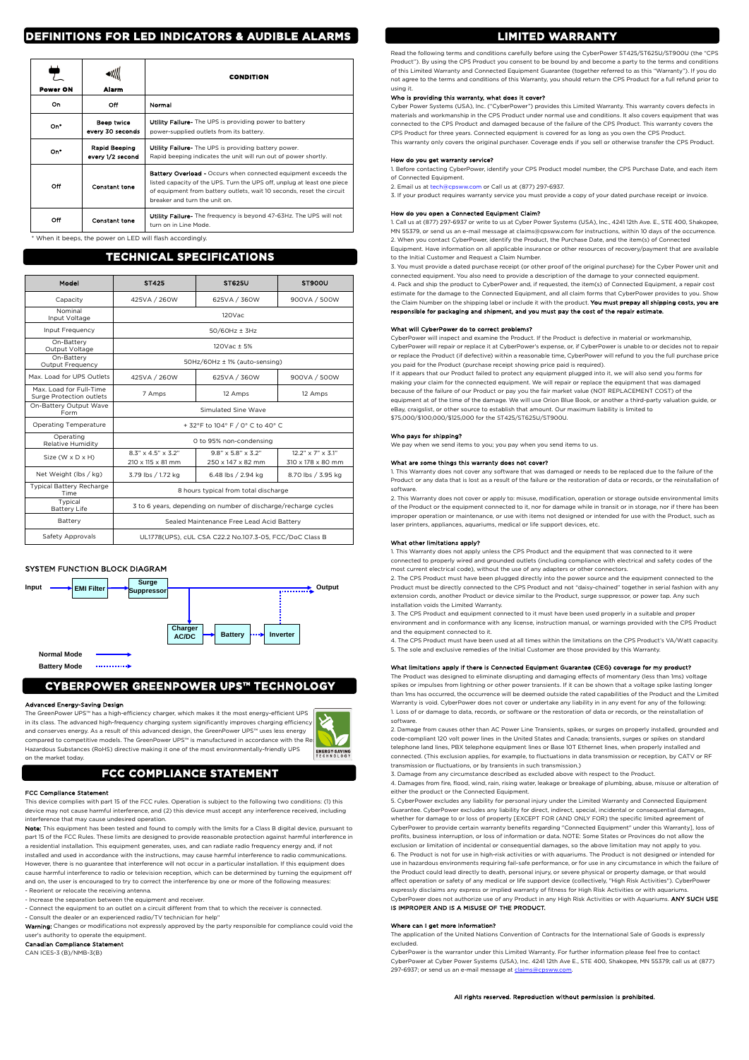# DEFINITIONS FOR LED INDICATORS & AUDIBLE ALARMS

| Power ON | Alarm | CONDITION |
|---|---|---|
| On | Off | Normal |
| On* | Beep twice every 30 seconds | **Utility Failure**- The UPS is providing power to battery power-supplied outlets from its battery. |
| On* | Rapid Beeping every 1/2 second | **Utility Failure**- The UPS is providing battery power. Rapid beeping indicates the unit will run out of power shortly. |
| Off | Constant tone | **Battery Overload** - Occurs when connected equipment exceeds the listed capacity of the UPS. Turn the UPS off, unplug at least one piece of equipment from battery outlets, wait 10 seconds, reset the circuit breaker and turn the unit on. |
| Off | Constant tone | **Utility Failure**- The frequency is beyond 47-63Hz. The UPS will not turn on in Line Mode. |

* When it beeps, the power on LED will flash accordingly.

# TECHNICAL SPECIFICATIONS

| Model | ST425 | ST625U | ST900U |
|---|---|---|---|
| Capacity | 425VA / 260W | 625VA / 360W | 900VA / 500W |
| Nominal Input Voltage | 120Vac | | |
| Input Frequency | 50/60Hz ± 3Hz | | |
| On-Battery Output Voltage | 120Vac ± 5% | | |
| On-Battery Output Frequency | 50Hz/60Hz ± 1% (auto-sensing) | | |
| Max. Load for UPS Outlets | 425VA / 260W | 625VA / 360W | 900VA / 500W |
| Max. Load for Full-Time Surge Protection outlets | 7 Amps | 12 Amps | 12 Amps |
| On-Battery Output Wave Form | Simulated Sine Wave | | |
| Operating Temperature | + 32°F to 104° F / 0° C to 40° C | | |
| Operating Relative Humidity | 0 to 95% non-condensing | | |
| Size (W x D x H) | 8.3" x 4.5" x 3.2" 210 x 115 x 81 mm | 9.8" x 5.8" x 3.2" 250 x 147 x 82 mm | 12.2" x 7" x 3.1" 310 x 178 x 80 mm |
| Net Weight (lbs / kg) | 3.79 lbs / 1.72 kg | 6.48 lbs / 2.94 kg | 8.70 lbs / 3.95 kg |
| Typical Battery Recharge Time | 8 hours typical from total discharge | | |
| Typical Battery Life | 3 to 6 years, depending on number of discharge/recharge cycles | | |
| Battery | Sealed Maintenance Free Lead Acid Battery | | |
| Safety Approvals | UL1778(UPS), cUL CSA C22.2 No.107.3-05, FCC/DoC Class B | | |

## SYSTEM FUNCTION BLOCK DIAGRAM

Input
EMI Filter
Surge Suppressor
Output
Charger AC/DC
Battery
Inverter
Normal Mode
Battery Mode

# CYBERPOWER GREENPOWER UPS™ TECHNOLOGY

**Advanced Energy-Saving Design**

The GreenPower UPS™ has a high-efficiency charger, which makes it the most energy-efficient UPS in its class. The advanced high-frequency charging system significantly improves charging efficiency and conserves energy. As a result of this advanced design, the GreenPower UPS™ uses less energy compared to competitive models. The GreenPower UPS™ is manufactured in accordance with the Restriction of Hazardous Substances (RoHS) directive making it one of the most environmentally-friendly UPS on the market today.

ENERGY-SAVING TECHNOLOGY

# FCC COMPLIANCE STATEMENT

**FCC Compliance Statement**

This device complies with part 15 of the FCC rules. Operation is subject to the following two conditions: (1) this device may not cause harmful interference, and (2) this device must accept any interference received, including interference that may cause undesired operation.

**Note:** This equipment has been tested and found to comply with the limits for a Class B digital device, pursuant to part 15 of the FCC Rules. These limits are designed to provide reasonable protection against harmful interference in a residential installation. This equipment generates, uses, and can radiate radio frequency energy and, if not installed and used in accordance with the instructions, may cause harmful interference to radio communications. However, there is no guarantee that interference will not occur in a particular installation. If this equipment does cause harmful interference to radio or television reception, which can be determined by turning the equipment off and on, the user is encouraged to try to correct the interference by one or more of the following measures:

- Reorient or relocate the receiving antenna.
- Increase the separation between the equipment and receiver.
- Connect the equipment to an outlet on a circuit different from that to which the receiver is connected.
- Consult the dealer or an experienced radio/TV technician for help"

**Warning:** Changes or modifications not expressly approved by the party responsible for compliance could void the user's authority to operate the equipment.

**Canadian Compliance Statement**

CAN ICES-3 (B)/NMB-3(B)

# LIMITED WARRANTY

Read the following terms and conditions carefully before using the CyberPower ST425/ST625U/ST900U (the "CPS Product"). By using the CPS Product you consent to be bound by and become a party to the terms and conditions of this Limited Warranty and Connected Equipment Guarantee (together referred to as this "Warranty"). If you do not agree to the terms and conditions of this Warranty, you should return the CPS Product for a full refund prior to using it.

**Who is providing this warranty, what does it cover?**

Cyber Power Systems (USA), Inc. ("CyberPower") provides this Limited Warranty. This warranty covers defects in materials and workmanship in the CPS Product under normal use and conditions. It also covers equipment that was connected to the CPS Product and damaged because of the failure of the CPS Product. This warranty covers the CPS Product for three years. Connected equipment is covered for as long as you own the CPS Product.
This warranty only covers the original purchaser. Coverage ends if you sell or otherwise transfer the CPS Product.

**How do you get warranty service?**

1. Before contacting CyberPower, identify your CPS Product model number, the CPS Purchase Date, and each item of Connected Equipment.
2. Email us at tech@cpsww.com or Call us at (877) 297-6937.
3. If your product requires warranty service you must provide a copy of your dated purchase receipt or invoice.

**How do you open a Connected Equipment Claim?**

1. Call us at (877) 297-6937 or write to us at Cyber Power Systems (USA), Inc., 4241 12th Ave. E., STE 400, Shakopee, MN 55379, or send us an e-mail message at claims@cpsww.com for instructions, within 10 days of the occurrence.
2. When you contact CyberPower, identify the Product, the Purchase Date, and the item(s) of Connected Equipment. Have information on all applicable insurance or other resources of recovery/payment that are available to the Initial Customer and Request a Claim Number.
3. You must provide a dated purchase receipt (or other proof of the original purchase) for the Cyber Power unit and connected equipment. You also need to provide a description of the damage to your connected equipment.
4. Pack and ship the product to CyberPower and, if requested, the item(s) of Connected Equipment, a repair cost estimate for the damage to the Connected Equipment, and all claim forms that CyberPower provides to you. Show the Claim Number on the shipping label or include it with the product. **You must prepay all shipping costs, you are responsible for packaging and shipment, and you must pay the cost of the repair estimate.**

**What will CyberPower do to correct problems?**

CyberPower will inspect and examine the Product. If the Product is defective in material or workmanship, CyberPower will repair or replace it at CyberPower's expense, or, if CyberPower is unable to or decides not to repair or replace the Product (if defective) within a reasonable time, CyberPower will refund to you the full purchase price you paid for the Product (purchase receipt showing price paid is required).
If it appears that our Product failed to protect any equipment plugged into it, we will also send you forms for making your claim for the connected equipment. We will repair or replace the equipment that was damaged because of the failure of our Product or pay you the fair market value (NOT REPLACEMENT COST) of the equipment at of the time of the damage. We will use Orion Blue Book, or another a third-party valuation guide, or eBay, craigslist, or other source to establish that amount. Our maximum liability is limited to $75,000/$100,000/$125,000 for the ST425/ST625U/ST900U.

**Who pays for shipping?**

We pay when we send items to you; you pay when you send items to us.

**What are some things this warranty does not cover?**

1. This Warranty does not cover any software that was damaged or needs to be replaced due to the failure of the Product or any data that is lost as a result of the failure or the restoration of data or records, or the reinstallation of software.
2. This Warranty does not cover or apply to: misuse, modification, operation or storage outside environmental limits of the Product or the equipment connected to it, nor for damage while in transit or in storage, nor if there has been improper operation or maintenance, or use with items not designed or intended for use with the Product, such as laser printers, appliances, aquariums, medical or life support devices, etc.

**What other limitations apply?**

1. This Warranty does not apply unless the CPS Product and the equipment that was connected to it were connected to properly wired and grounded outlets (including compliance with electrical and safety codes of the most current electrical code), without the use of any adapters or other connectors.
2. The CPS Product must have been plugged directly into the power source and the equipment connected to the Product must be directly connected to the CPS Product and not "daisy-chained" together in serial fashion with any extension cords, another Product or device similar to the Product, surge suppressor, or power tap. Any such installation voids the Limited Warranty.
3. The CPS Product and equipment connected to it must have been used properly in a suitable and proper environment and in conformance with any license, instruction manual, or warnings provided with the CPS Product and the equipment connected to it.
4. The CPS Product must have been used at all times within the limitations on the CPS Product's VA/Watt capacity.
5. The sole and exclusive remedies of the Initial Customer are those provided by this Warranty.

**What limitations apply if there is Connected Equipment Guarantee (CEG) coverage for my product?**

The Product was designed to eliminate disrupting and damaging effects of momentary (less than 1ms) voltage spikes or impulses from lightning or other power transients. If it can be shown that a voltage spike lasting longer than 1ms has occurred, the occurrence will be deemed outside the rated capabilities of the Product and the Limited Warranty is void. CyberPower does not cover or undertake any liability in in any event for any of the following:
1. Loss of or damage to data, records, or software or the restoration of data or records, or the reinstallation of software.
2. Damage from causes other than AC Power Line Transients, spikes, or surges on properly installed, grounded and code-compliant 120 volt power lines in the United States and Canada; transients, surges or spikes on standard telephone land lines, PBX telephone equipment lines or Base 10T Ethernet lines, when properly installed and connected. (This exclusion applies, for example, to fluctuations in data transmission or reception, by CATV or RF transmission or fluctuations, or by transients in such transmission.)
3. Damage from any circumstance described as excluded above with respect to the Product.
4. Damages from fire, flood, wind, rain, rising water, leakage or breakage of plumbing, abuse, misuse or alteration of either the product or the Connected Equipment.
5. CyberPower excludes any liability for personal injury under the Limited Warranty and Connected Equipment Guarantee. CyberPower excludes any liability for direct, indirect, special, incidental or consequential damages, whether for damage to or loss of property [EXCEPT FOR (AND ONLY FOR) the specific limited agreement of CyberPower to provide certain warranty benefits regarding "Connected Equipment" under this Warranty], loss of profits, business interruption, or loss of information or data. NOTE: Some States or Provinces do not allow the exclusion or limitation of incidental or consequential damages, so the above limitation may not apply to you.
6. The Product is not for use in high-risk activities or with aquariums. The Product is not designed or intended for use in hazardous environments requiring fail-safe performance, or for use in any circumstance in which the failure of the Product could lead directly to death, personal injury, or severe physical or property damage, or that would affect operation or safety of any medical or life support device (collectively, "High Risk Activities"). CyberPower expressly disclaims any express or implied warranty of fitness for High Risk Activities or with aquariums. CyberPower does not authorize use of any Product in any High Risk Activities or with Aquariums. **ANY SUCH USE IS IMPROPER AND IS A MISUSE OF THE PRODUCT.**

**Where can I get more information?**

The application of the United Nations Convention of Contracts for the International Sale of Goods is expressly excluded.
CyberPower is the warrantor under this Limited Warranty. For further information please feel free to contact CyberPower at Cyber Power Systems (USA), Inc. 4241 12th Ave E., STE 400, Shakopee, MN 55379; call us at (877) 297-6937; or send us an e-mail message at claims@cpsww.com.

**All rights reserved. Reproduction without permission is prohibited.**